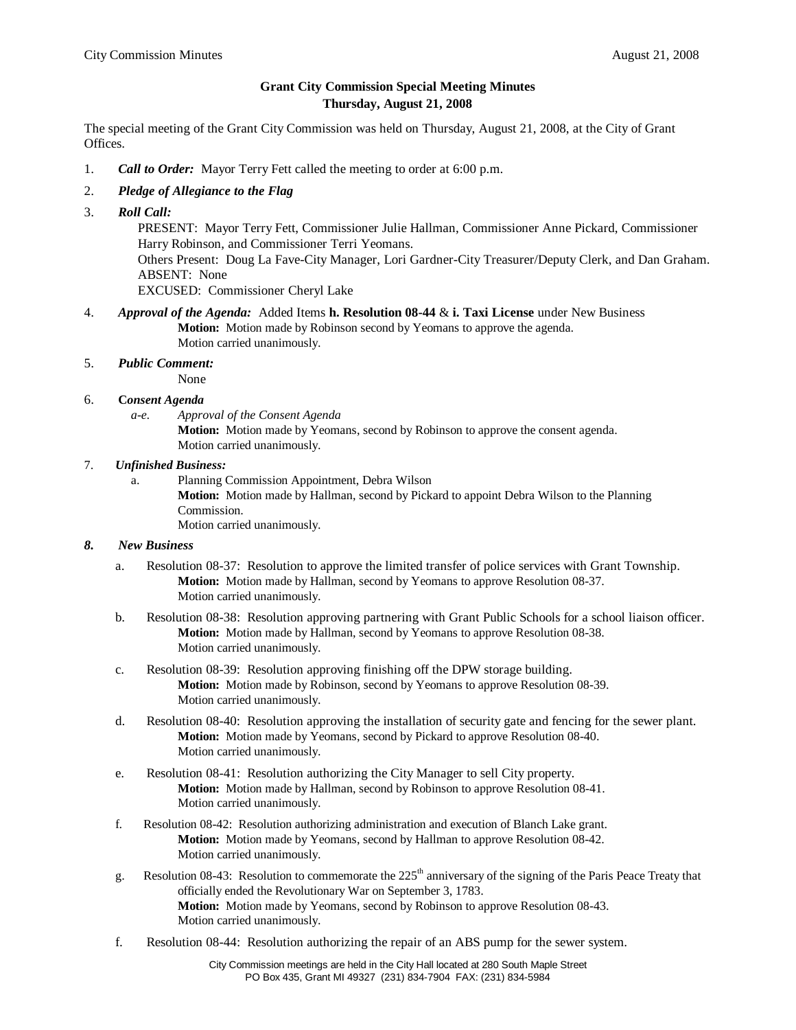## Grant City Commission Special Meeting Minutes
## Thursday, August 21, 2008

The special meeting of the Grant City Commission was held on Thursday, August 21, 2008, at the City of Grant Offices.

1. ***Call to Order:*** Mayor Terry Fett called the meeting to order at 6:00 p.m.

2. ***Pledge of Allegiance to the Flag***

3. ***Roll Call:***

   PRESENT: Mayor Terry Fett, Commissioner Julie Hallman, Commissioner Anne Pickard, Commissioner Harry Robinson, and Commissioner Terri Yeomans.
   Others Present: Doug La Fave-City Manager, Lori Gardner-City Treasurer/Deputy Clerk, and Dan Graham.
   ABSENT: None
   EXCUSED: Commissioner Cheryl Lake

4. ***Approval of the Agenda:*** Added Items **h. Resolution 08-44** & **i. Taxi License** under New Business

   **Motion:** Motion made by Robinson second by Yeomans to approve the agenda.
   Motion carried unanimously.

5. ***Public Comment:***

   None

6. **C*onsent Agenda***

   *a-e. Approval of the Consent Agenda*

   **Motion:** Motion made by Yeomans, second by Robinson to approve the consent agenda.
   Motion carried unanimously.

7. ***Unfinished Business:***

   a. Planning Commission Appointment, Debra Wilson

   **Motion:** Motion made by Hallman, second by Pickard to appoint Debra Wilson to the Planning Commission.
   Motion carried unanimously.

8. ***New Business***

   a. Resolution 08-37: Resolution to approve the limited transfer of police services with Grant Township.

   **Motion:** Motion made by Hallman, second by Yeomans to approve Resolution 08-37.
   Motion carried unanimously.

   b. Resolution 08-38: Resolution approving partnering with Grant Public Schools for a school liaison officer.

   **Motion:** Motion made by Hallman, second by Yeomans to approve Resolution 08-38.
   Motion carried unanimously.

   c. Resolution 08-39: Resolution approving finishing off the DPW storage building.

   **Motion:** Motion made by Robinson, second by Yeomans to approve Resolution 08-39.
   Motion carried unanimously.

   d. Resolution 08-40: Resolution approving the installation of security gate and fencing for the sewer plant.

   **Motion:** Motion made by Yeomans, second by Pickard to approve Resolution 08-40.
   Motion carried unanimously.

   e. Resolution 08-41: Resolution authorizing the City Manager to sell City property.

   **Motion:** Motion made by Hallman, second by Robinson to approve Resolution 08-41.
   Motion carried unanimously.

   f. Resolution 08-42: Resolution authorizing administration and execution of Blanch Lake grant.

   **Motion:** Motion made by Yeomans, second by Hallman to approve Resolution 08-42.
   Motion carried unanimously.

   g. Resolution 08-43: Resolution to commemorate the 225th anniversary of the signing of the Paris Peace Treaty that officially ended the Revolutionary War on September 3, 1783.

   **Motion:** Motion made by Yeomans, second by Robinson to approve Resolution 08-43.
   Motion carried unanimously.

   f. Resolution 08-44: Resolution authorizing the repair of an ABS pump for the sewer system.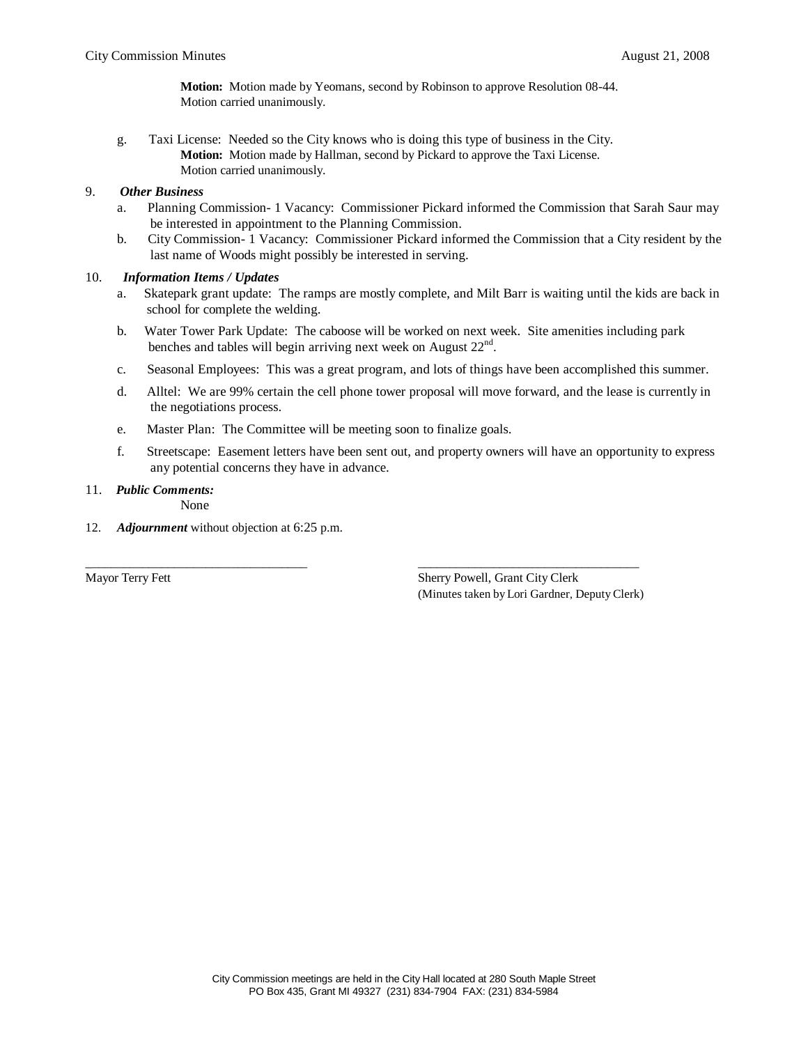**Motion:** Motion made by Yeomans, second by Robinson to approve Resolution 08-44. Motion carried unanimously.

g. Taxi License: Needed so the City knows who is doing this type of business in the City.
   **Motion:** Motion made by Hallman, second by Pickard to approve the Taxi License. Motion carried unanimously.

9. ***Other Business***
   a. Planning Commission- 1 Vacancy: Commissioner Pickard informed the Commission that Sarah Saur may be interested in appointment to the Planning Commission.
   b. City Commission- 1 Vacancy: Commissioner Pickard informed the Commission that a City resident by the last name of Woods might possibly be interested in serving.

10. ***Information Items / Updates***
   a. Skatepark grant update: The ramps are mostly complete, and Milt Barr is waiting until the kids are back in school for complete the welding.
   b. Water Tower Park Update: The caboose will be worked on next week. Site amenities including park benches and tables will begin arriving next week on August 22nd.
   c. Seasonal Employees: This was a great program, and lots of things have been accomplished this summer.
   d. Alltel: We are 99% certain the cell phone tower proposal will move forward, and the lease is currently in the negotiations process.
   e. Master Plan: The Committee will be meeting soon to finalize goals.
   f. Streetscape: Easement letters have been sent out, and property owners will have an opportunity to express any potential concerns they have in advance.

11. ***Public Comments:***
   None

12. ***Adjournment*** without objection at 6:25 p.m.

___________________________________

Mayor Terry Fett

___________________________________

Sherry Powell, Grant City Clerk
(Minutes taken by Lori Gardner, Deputy Clerk)

City Commission meetings are held in the City Hall located at 280 South Maple Street
PO Box 435, Grant MI 49327 (231) 834-7904 FAX: (231) 834-5984